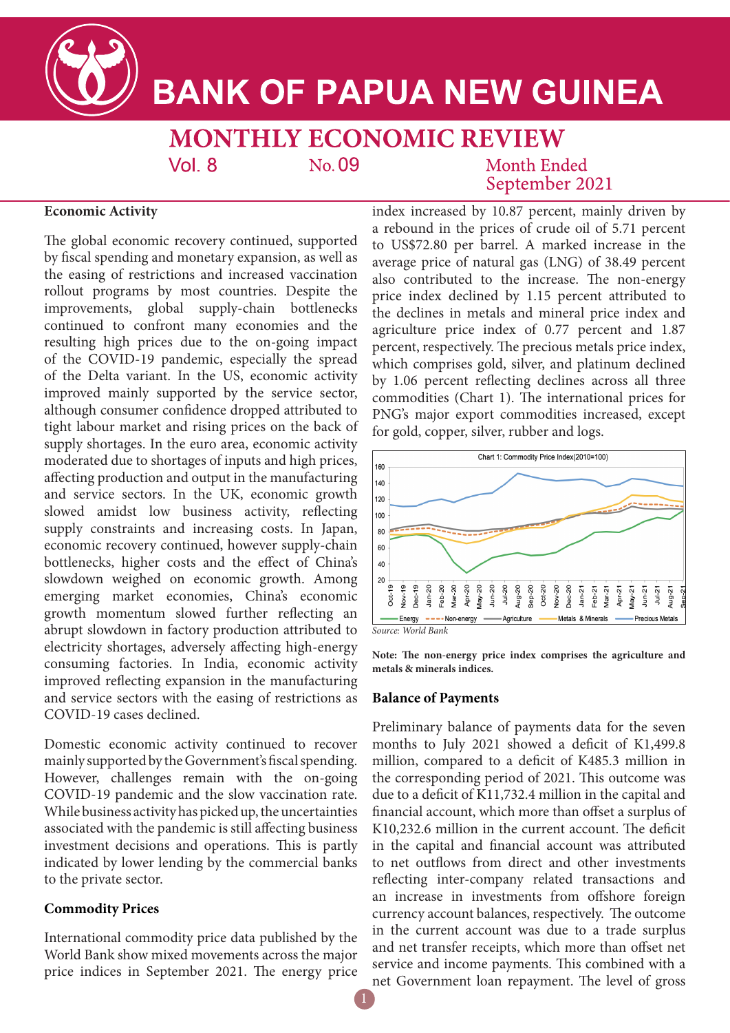# BANK OF PAPUA NEW GUINEA

## MONTHLY ECONOMIC REVIEW

Vol. 8 No. 09 Month Ended September 2021

### Economic Activity

The global economic recovery continued, supported by fiscal spending and monetary expansion, as well as the easing of restrictions and increased vaccination rollout programs by most countries. Despite the improvements, global supply-chain bottlenecks continued to confront many economies and the resulting high prices due to the on-going impact of the COVID-19 pandemic, especially the spread of the Delta variant. In the US, economic activity improved mainly supported by the service sector, although consumer confidence dropped attributed to tight labour market and rising prices on the back of supply shortages. In the euro area, economic activity moderated due to shortages of inputs and high prices, affecting production and output in the manufacturing and service sectors. In the UK, economic growth slowed amidst low business activity, reflecting supply constraints and increasing costs. In Japan, economic recovery continued, however supply-chain bottlenecks, higher costs and the effect of China's slowdown weighed on economic growth. Among emerging market economies, China's economic growth momentum slowed further reflecting an abrupt slowdown in factory production attributed to electricity shortages, adversely affecting high-energy consuming factories. In India, economic activity improved reflecting expansion in the manufacturing and service sectors with the easing of restrictions as COVID-19 cases declined.

Domestic economic activity continued to recover mainly supported by the Government's fiscal spending. However, challenges remain with the on-going COVID-19 pandemic and the slow vaccination rate. While business activity has picked up, the uncertainties associated with the pandemic is still affecting business investment decisions and operations. This is partly indicated by lower lending by the commercial banks to the private sector.

### Commodity Prices

International commodity price data published by the World Bank show mixed movements across the major price indices in September 2021. The energy price index increased by 10.87 percent, mainly driven by a rebound in the prices of crude oil of 5.71 percent to US$72.80 per barrel. A marked increase in the average price of natural gas (LNG) of 38.49 percent also contributed to the increase. The non-energy price index declined by 1.15 percent attributed to the declines in metals and mineral price index and agriculture price index of 0.77 percent and 1.87 percent, respectively. The precious metals price index, which comprises gold, silver, and platinum declined by 1.06 percent reflecting declines across all three commodities (Chart 1). The international prices for PNG's major export commodities increased, except for gold, copper, silver, rubber and logs.

Chart 1: Commodity Price Index(2010=100)

*Source: World Bank*

**Note: The non-energy price index comprises the agriculture and metals & minerals indices.**

### Balance of Payments

Preliminary balance of payments data for the seven months to July 2021 showed a deficit of K1,499.8 million, compared to a deficit of K485.3 million in the corresponding period of 2021. This outcome was due to a deficit of K11,732.4 million in the capital and financial account, which more than offset a surplus of K10,232.6 million in the current account. The deficit in the capital and financial account was attributed to net outflows from direct and other investments reflecting inter-company related transactions and an increase in investments from offshore foreign currency account balances, respectively. The outcome in the current account was due to a trade surplus and net transfer receipts, which more than offset net service and income payments. This combined with a net Government loan repayment. The level of gross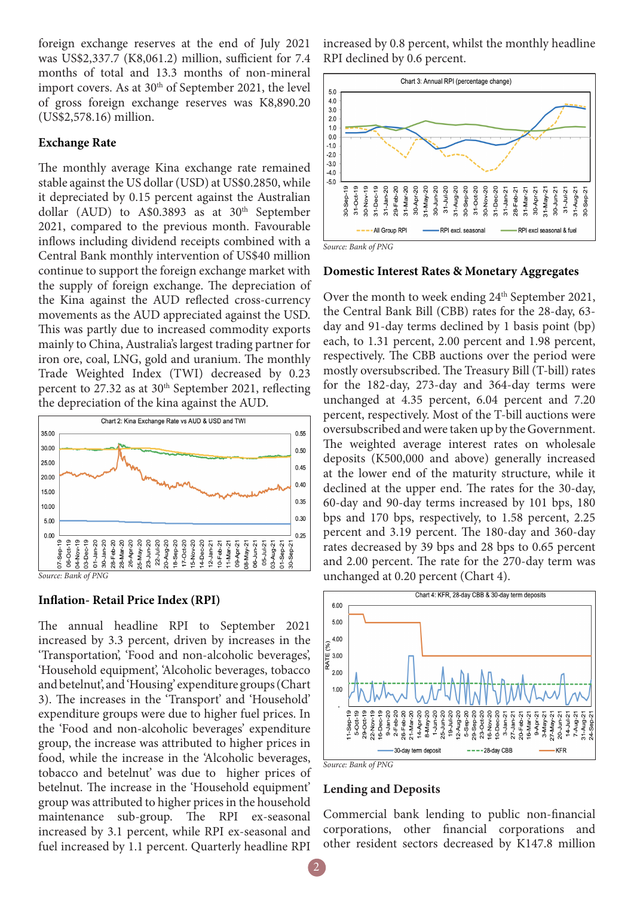foreign exchange reserves at the end of July 2021 was US$2,337.7 (K8,061.2) million, sufficient for 7.4 months of total and 13.3 months of non-mineral import covers. As at 30th of September 2021, the level of gross foreign exchange reserves was K8,890.20 (US$2,578.16) million.

## Exchange Rate

The monthly average Kina exchange rate remained stable against the US dollar (USD) at US$0.2850, while it depreciated by 0.15 percent against the Australian dollar (AUD) to A$0.3893 as at 30th September 2021, compared to the previous month. Favourable inflows including dividend receipts combined with a Central Bank monthly intervention of US$40 million continue to support the foreign exchange market with the supply of foreign exchange. The depreciation of the Kina against the AUD reflected cross-currency movements as the AUD appreciated against the USD. This was partly due to increased commodity exports mainly to China, Australia's largest trading partner for iron ore, coal, LNG, gold and uranium. The monthly Trade Weighted Index (TWI) decreased by 0.23 percent to 27.32 as at 30th September 2021, reflecting the depreciation of the kina against the AUD.

Chart 2: Kina Exchange Rate vs AUD & USD and TWI

*Source: Bank of PNG*

## Inflation- Retail Price Index (RPI)

The annual headline RPI to September 2021 increased by 3.3 percent, driven by increases in the 'Transportation', 'Food and non-alcoholic beverages', 'Household equipment', 'Alcoholic beverages, tobacco and betelnut', and 'Housing' expenditure groups (Chart 3). The increases in the 'Transport' and 'Household' expenditure groups were due to higher fuel prices. In the 'Food and non-alcoholic beverages' expenditure group, the increase was attributed to higher prices in food, while the increase in the 'Alcoholic beverages, tobacco and betelnut' was due to higher prices of betelnut. The increase in the 'Household equipment' group was attributed to higher prices in the household maintenance sub-group. The RPI ex-seasonal increased by 3.1 percent, while RPI ex-seasonal and fuel increased by 1.1 percent. Quarterly headline RPI increased by 0.8 percent, whilst the monthly headline RPI declined by 0.6 percent.

Chart 3: Annual RPI (percentage change)

*Source: Bank of PNG*

## Domestic Interest Rates & Monetary Aggregates

Over the month to week ending 24th September 2021, the Central Bank Bill (CBB) rates for the 28-day, 63-day and 91-day terms declined by 1 basis point (bp) each, to 1.31 percent, 2.00 percent and 1.98 percent, respectively. The CBB auctions over the period were mostly oversubscribed. The Treasury Bill (T-bill) rates for the 182-day, 273-day and 364-day terms were unchanged at 4.35 percent, 6.04 percent and 7.20 percent, respectively. Most of the T-bill auctions were oversubscribed and were taken up by the Government. The weighted average interest rates on wholesale deposits (K500,000 and above) generally increased at the lower end of the maturity structure, while it declined at the upper end. The rates for the 30-day, 60-day and 90-day terms increased by 101 bps, 180 bps and 170 bps, respectively, to 1.58 percent, 2.25 percent and 3.19 percent. The 180-day and 360-day rates decreased by 39 bps and 28 bps to 0.65 percent and 2.00 percent. The rate for the 270-day term was unchanged at 0.20 percent (Chart 4).

Chart 4: KFR, 28-day CBB & 30-day term deposits

*Source: Bank of PNG*

## Lending and Deposits

Commercial bank lending to public non-financial corporations, other financial corporations and other resident sectors decreased by K147.8 million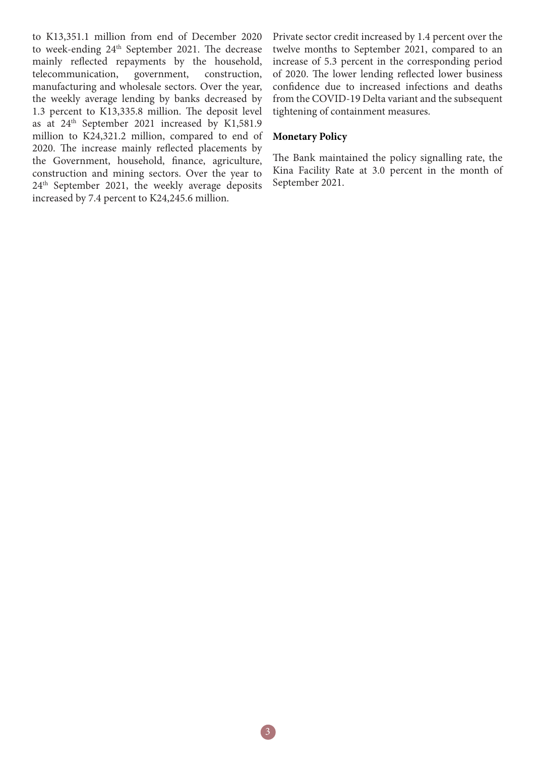to K13,351.1 million from end of December 2020 to week-ending 24th September 2021. The decrease mainly reflected repayments by the household, telecommunication, government, construction, manufacturing and wholesale sectors. Over the year, the weekly average lending by banks decreased by 1.3 percent to K13,335.8 million. The deposit level as at 24th September 2021 increased by K1,581.9 million to K24,321.2 million, compared to end of 2020. The increase mainly reflected placements by the Government, household, finance, agriculture, construction and mining sectors. Over the year to 24th September 2021, the weekly average deposits increased by 7.4 percent to K24,245.6 million.

Private sector credit increased by 1.4 percent over the twelve months to September 2021, compared to an increase of 5.3 percent in the corresponding period of 2020. The lower lending reflected lower business confidence due to increased infections and deaths from the COVID-19 Delta variant and the subsequent tightening of containment measures.

**Monetary Policy**

The Bank maintained the policy signalling rate, the Kina Facility Rate at 3.0 percent in the month of September 2021.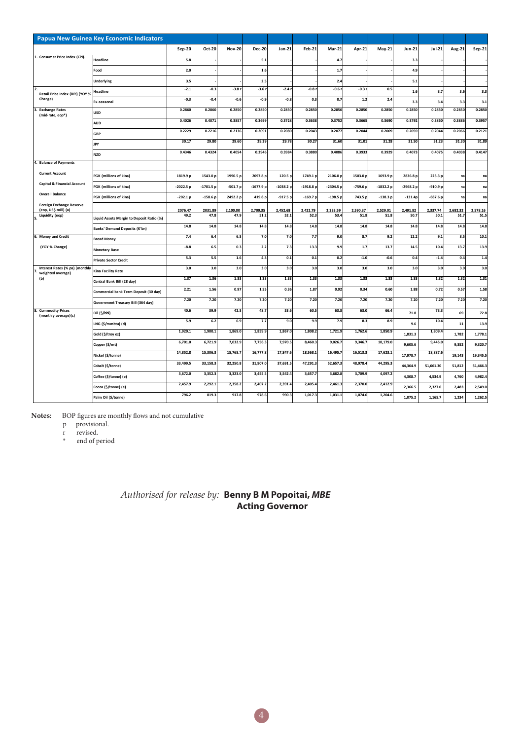## Papua New Guinea Key Economic Indicators

| | | Sep-20 | Oct-20 | Nov-20 | Dec-20 | Jan-21 | Feb-21 | Mar-21 | Apr-21 | May-21 | Jun-21 | Jul-21 | Aug-21 | Sep-21 |
|---|---|---|---|---|---|---|---|---|---|---|---|---|---|---|
| 1. Consumer Price Index (CPI). | Headline | 5.8 | - | - | 5.1 | - | - | 4.7 | - | - | 3.3 | - | - | - |
| | Food | 2.0 | - | - | 1.6 | - | - | 1.7 | - | - | 4.9 | - | - | - |
| | Underlying | 3.5 | - | - | 2.5 | - | - | 2.4 | - | - | 5.1 | - | - | - |
| 2. Retail Price Index (RPI) (YOY % Change) | Headline | -2.1 | -0.3 | -3.8 r | -3.6 r | -2.4 r | -0.8 r | -0.6 r | -0.3 r | 0.5 | 1.6 | 3.7 | 3.6 | 3.3 |
| | Ex-seasonal | -0.3 | -0.4 | -0.6 | -0.9 | -0.8 | 0.3 | 0.7 | 1.2 | 2.4 | 3.3 | 3.4 | 3.3 | 3.1 |
| 3. Exchange Rates (mid-rate, eop*) | USD | 0.2860 | 0.2860 | 0.2850 | 0.2850 | 0.2850 | 0.2850 | 0.2850 | 0.2850 | 0.2850 | 0.2850 | 0.2850 | 0.2850 | 0.2850 |
| | AUD | 0.4026 | 0.4071 | 0.3857 | 0.3699 | 0.3728 | 0.3638 | 0.3752 | 0.3665 | 0.3690 | 0.3792 | 0.3860 | 0.3886 | 0.3957 |
| | GBP | 0.2229 | 0.2216 | 0.2136 | 0.2091 | 0.2080 | 0.2043 | 0.2077 | 0.2044 | 0.2009 | 0.2059 | 0.2044 | 0.2066 | 0.2121 |
| | JPY | 30.17 | 29.80 | 29.60 | 29.39 | 29.78 | 30.27 | 31.60 | 31.01 | 31.28 | 31.50 | 31.23 | 31.30 | 31.89 |
| | NZD | 0.4346 | 0.4324 | 0.4054 | 0.3946 | 0.3984 | 0.3880 | 0.4086 | 0.3933 | 0.3929 | 0.4073 | 0.4075 | 0.4038 | 0.4147 |
| 4. Balance of Payments | | | | | | | | | | | | | | |
| Current Account | PGK (millions of kina) | 1819.9 p | 1543.0 p | 1990.5 p | 2097.8 p | 120.5 p | 1749.1 p | 2106.0 p | 1503.0 p | 1693.9 p | 2836.8 p | 223.3 p | na | na |
| Capital & Financial Account | PGK (millions of kina) | -2022.5 p | -1701.5 p | -501.7 p | -1677.9 p | -1038.2 p | -1918.8 p | -2304.5 p | -759.6 p | -1832.2 p | -2968.2 p | -910.9 p | na | na |
| Overall Balance | PGK (millions of kina) | -202.1 p | -158.6 p | 2492.2 p | 419.8 p | -917.5 p | -169.7 p | -198.5 p | 743.5 p | -138.3 p | -131.4p | -687.6 p | na | na |
| Foreign Exchange Reserve (eop, US$ mill) (a) | | 2076.47 | 2031.89 | 2,100.00 | 2,709.35 | 2,452.68 | 2,422.79 | 2,333.59 | 2,590.37 | 2,529.01 | 2,491.82 | 2,337.74 | 2,682.32 | 2,578.16 |
| 5. Liquidity (eop) | Liquid Assets Margin to Deposit Ratio (%) | 49.2 | 47.8 | 47.9 | 51.2 | 52.1 | 52.3 | 53.4 | 51.8 | 51.8 | 50.7 | 50.1 | 51.7 | 51.5 |
| | Banks' Demand Deposits (K'bn) | 14.8 | 14.8 | 14.8 | 14.8 | 14.8 | 14.8 | 14.8 | 14.8 | 14.8 | 14.8 | 14.8 | 14.8 | 14.8 |
| 6. Money and Credit (YOY % Change) | Broad Money | 7.4 | 6.4 | 6.3 | 7.0 | 7.0 | 7.7 | 9.0 | 8.7 | 9.2 | 12.2 | 9.1 | 8.5 | 10.1 |
| | Monetary Base | -8.8 | 6.5 | 0.3 | 2.2 | 7.3 | 13.3 | 9.9 | 1.7 | 13.7 | 14.5 | 10.4 | 13.7 | 13.9 |
| | Private Sector Credit | 5.3 | 5.5 | 1.6 | 4.3 | 0.1 | 0.1 | 0.2 | -1.0 | -0.6 | 0.4 | -1.4 | 0.4 | 1.4 |
| 7. Interest Rates (% pa) (monthly weighted average) (b) | Kina Facility Rate | 3.0 | 3.0 | 3.0 | 3.0 | 3.0 | 3.0 | 3.0 | 3.0 | 3.0 | 3.0 | 3.0 | 3.0 | 3.0 |
| | Central Bank Bill (28 day) | 1.37 | 1.36 | 1.33 | 1.33 | 1.33 | 1.33 | 1.33 | 1.33 | 1.33 | 1.33 | 1.32 | 1.32 | 1.31 |
| | Commercial bank Term Deposit (30 day) | 2.21 | 1.56 | 0.97 | 1.55 | 0.36 | 1.87 | 0.92 | 0.34 | 0.60 | 1.88 | 0.72 | 0.57 | 1.58 |
| | Government Treasury Bill (364 day) | 7.20 | 7.20 | 7.20 | 7.20 | 7.20 | 7.20 | 7.20 | 7.20 | 7.20 | 7.20 | 7.20 | 7.20 | 7.20 |
| 8. Commodity Prices (monthly average)(c) | Oil ($/bbl) | 40.6 | 39.9 | 42.3 | 48.7 | 53.6 | 60.5 | 63.8 | 63.0 | 66.4 | 71.8 | 73.3 | 69 | 72.8 |
| | LNG ($/mmbtu) (d) | 5.9 | 6.2 | 6.9 | 7.7 | 9.0 | 9.9 | 7.9 | 8.3 | 8.9 | 9.6 | 10.4 | 11 | 13.9 |
| | Gold ($/troy oz) | 1,920.1 | 1,900.1 | 1,869.0 | 1,859.9 | 1,867.0 | 1,808.2 | 1,721.9 | 1,762.6 | 1,850.9 | 1,831.3 | 1,809.4 | 1,782 | 1,778.1 |
| | Copper ($/mt) | 6,701.0 | 6,721.9 | 7,032.9 | 7,756.3 | 7,970.5 | 8,460.3 | 9,026.7 | 9,346.7 | 10,179.0 | 9,605.6 | 9,445.0 | 9,352 | 9,320.7 |
| | Nickel ($/tonne) | 14,852.8 | 15,306.3 | 15,768.7 | 16,777.8 | 17,847.6 | 18,568.1 | 16,495.7 | 16,513.3 | 17,623.1 | 17,978.7 | 18,887.6 | 19,143 | 19,345.5 |
| | Cobalt ($/tonne) | 33,499.5 | 33,158.3 | 32,250.8 | 31,907.0 | 37,691.5 | 47,291.3 | 52,657.3 | 48,978.4 | 44,295.3 | 44,364.9 | 51,661.30 | 51,812 | 51,466.3 |
| | Coffee ($/tonne) (e) | 3,672.0 | 3,352.3 | 3,323.0 | 3,455.5 | 3,542.4 | 3,657.7 | 3,682.8 | 3,709.9 | 4,097.2 | 4,308.7 | 4,534.9 | 4,760 | 4,982.4 |
| | Cocoa ($/tonne) (e) | 2,457.9 | 2,292.1 | 2,358.2 | 2,407.2 | 2,391.4 | 2,405.4 | 2,461.3 | 2,370.0 | 2,412.9 | 2,366.5 | 2,327.0 | 2,483 | 2,549.0 |
| | Palm Oil ($/tonne) | 796.2 | 819.3 | 917.8 | 978.6 | 990.3 | 1,017.3 | 1,031.1 | 1,074.6 | 1,204.6 | 1,075.2 | 1,165.7 | 1,234 | 1,262.5 |

**Notes:** BOP figures are monthly flows and not cumulative

p provisional.

r revised.

* end of period

*Authorised for release by:* **Benny B M Popoitai, *MBE***
**Acting Governor**